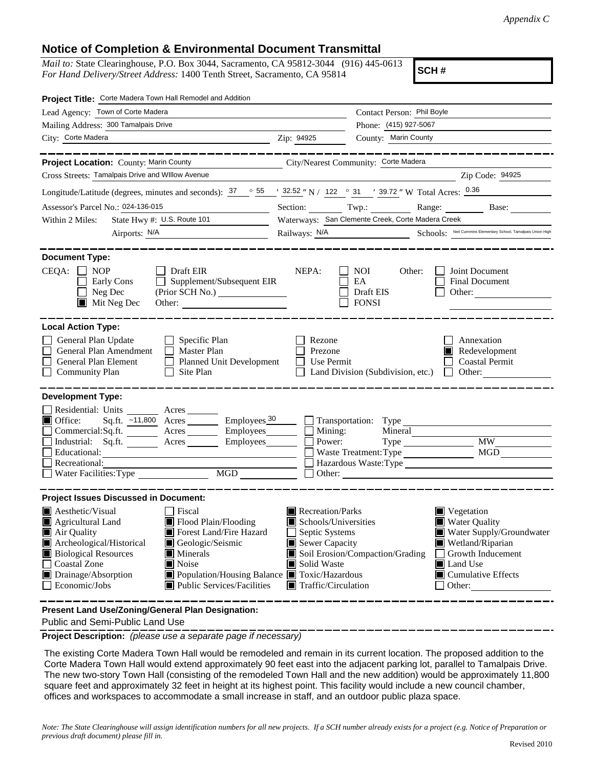*Appendix C*

## Notice of Completion & Environmental Document Transmittal

*Mail to:* State Clearinghouse, P.O. Box 3044, Sacramento, CA 95812-3044 (916) 445-0613
*For Hand Delivery/Street Address:* 1400 Tenth Street, Sacramento, CA 95814

**SCH #**

**Project Title:** Corte Madera Town Hall Remodel and Addition

Lead Agency: Town of Corte Madera | Contact Person: Phil Boyle

Mailing Address: 300 Tamalpais Drive | Phone: (415) 927-5067

City: Corte Madera | Zip: 94925 | County: Marin County

---

**Project Location:** County: Marin County | City/Nearest Community: Corte Madera

Cross Streets: Tamalpais Drive and WIllow Avenue | Zip Code: 94925

Longitude/Latitude (degrees, minutes and seconds): 37 ° 55 ′ 32.52 ″ N / 122 ° 31 ′ 39.72 ″ W Total Acres: 0.36

Assessor's Parcel No.: 024-136-015 | Section: ___ Twp.: ___ Range: ___ Base: ___

Within 2 Miles: State Hwy #: U.S. Route 101 | Waterways: San Clemente Creek, Corte Madera Creek

Airports: N/A | Railways: N/A | Schools: Neil Cummins Elementary School, Tamalpais Union High

---

**Document Type:**

CEQA: ☐ NOP ☐ Early Cons ☐ Neg Dec ■ Mit Neg Dec ☐ Draft EIR ☐ Supplement/Subsequent EIR (Prior SCH No.) ___ Other: ___

NEPA: ☐ NOI ☐ EA ☐ Draft EIS ☐ FONSI

Other: ☐ Joint Document ☐ Final Document ☐ Other: ___

---

**Local Action Type:**

☐ General Plan Update ☐ General Plan Amendment ☐ General Plan Element ☐ Community Plan ☐ Specific Plan ☐ Master Plan ☐ Planned Unit Development ☐ Site Plan ☐ Rezone ☐ Prezone ☐ Use Permit ☐ Land Division (Subdivision, etc.) ☐ Annexation ■ Redevelopment ☐ Coastal Permit ☐ Other: ___

---

**Development Type:**

☐ Residential: Units ___ Acres ___
■ Office: Sq.ft. ~11,800 Acres ___ Employees 30
☐ Commercial: Sq.ft. ___ Acres ___ Employees ___
☐ Industrial: Sq.ft. ___ Acres ___ Employees ___
☐ Educational: ___
☐ Recreational: ___
☐ Water Facilities: Type ___ MGD ___
☐ Transportation: Type ___
☐ Mining: Mineral ___
☐ Power: Type ___ MW ___
☐ Waste Treatment: Type ___ MGD ___
☐ Hazardous Waste: Type ___
☐ Other: ___

---

**Project Issues Discussed in Document:**

■ Aesthetic/Visual ■ Agricultural Land ■ Air Quality ■ Archeological/Historical ■ Biological Resources ☐ Coastal Zone ■ Drainage/Absorption ☐ Economic/Jobs ☐ Fiscal ■ Flood Plain/Flooding ■ Forest Land/Fire Hazard ■ Geologic/Seismic ■ Minerals ■ Noise ■ Population/Housing Balance ■ Public Services/Facilities ■ Recreation/Parks ■ Schools/Universities ☐ Septic Systems ■ Sewer Capacity ■ Soil Erosion/Compaction/Grading ■ Solid Waste ■ Toxic/Hazardous ■ Traffic/Circulation ■ Vegetation ■ Water Quality ■ Water Supply/Groundwater ■ Wetland/Riparian ☐ Growth Inducement ■ Land Use ■ Cumulative Effects ☐ Other: ___

---

**Present Land Use/Zoning/General Plan Designation:**

Public and Semi-Public Land Use

---

**Project Description:** *(please use a separate page if necessary)*

The existing Corte Madera Town Hall would be remodeled and remain in its current location. The proposed addition to the Corte Madera Town Hall would extend approximately 90 feet east into the adjacent parking lot, parallel to Tamalpais Drive. The new two-story Town Hall (consisting of the remodeled Town Hall and the new addition) would be approximately 11,800 square feet and approximately 32 feet in height at its highest point. This facility would include a new council chamber, offices and workspaces to accommodate a small increase in staff, and an outdoor public plaza space.

*Note: The State Clearinghouse will assign identification numbers for all new projects. If a SCH number already exists for a project (e.g. Notice of Preparation or previous draft document) please fill in.*

Revised 2010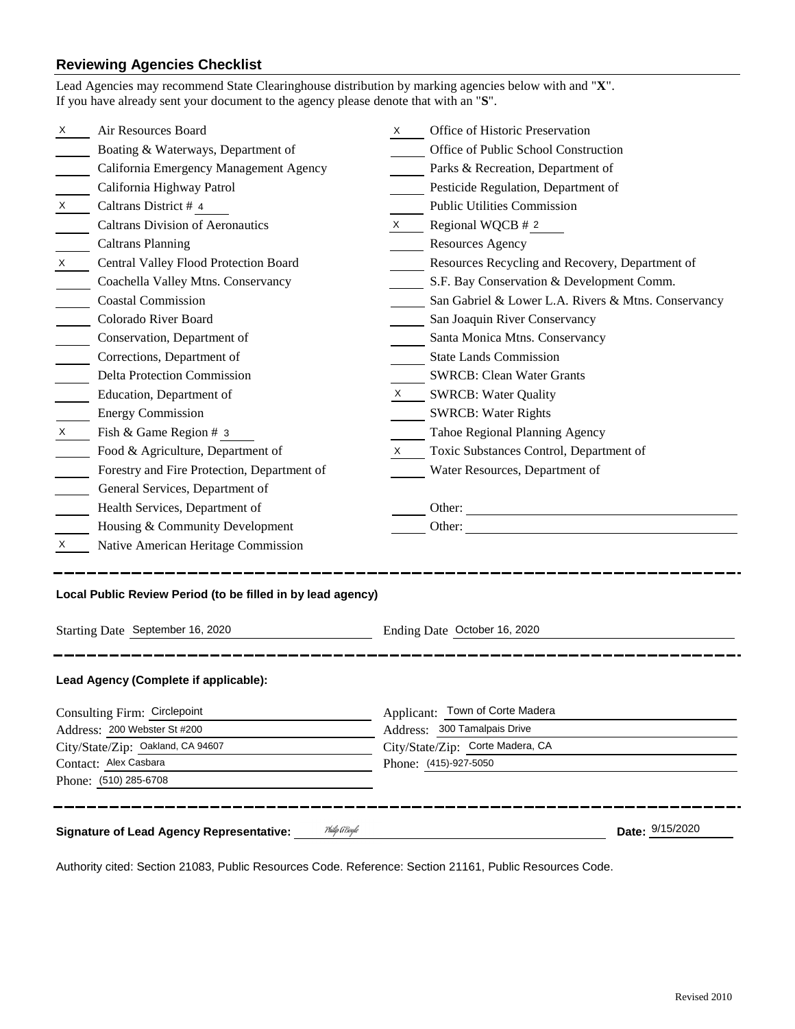## Reviewing Agencies Checklist

Lead Agencies may recommend State Clearinghouse distribution by marking agencies below with and "**X**".
If you have already sent your document to the agency please denote that with an "**S**".

| | | | |
|---|---|---|---|
| X | Air Resources Board | X | Office of Historic Preservation |
| | Boating & Waterways, Department of | | Office of Public School Construction |
| | California Emergency Management Agency | | Parks & Recreation, Department of |
| | California Highway Patrol | | Pesticide Regulation, Department of |
| X | Caltrans District # 4 | | Public Utilities Commission |
| | Caltrans Division of Aeronautics | X | Regional WQCB # 2 |
| | Caltrans Planning | | Resources Agency |
| X | Central Valley Flood Protection Board | | Resources Recycling and Recovery, Department of |
| | Coachella Valley Mtns. Conservancy | | S.F. Bay Conservation & Development Comm. |
| | Coastal Commission | | San Gabriel & Lower L.A. Rivers & Mtns. Conservancy |
| | Colorado River Board | | San Joaquin River Conservancy |
| | Conservation, Department of | | Santa Monica Mtns. Conservancy |
| | Corrections, Department of | | State Lands Commission |
| | Delta Protection Commission | | SWRCB: Clean Water Grants |
| | Education, Department of | X | SWRCB: Water Quality |
| | Energy Commission | | SWRCB: Water Rights |
| X | Fish & Game Region # 3 | | Tahoe Regional Planning Agency |
| | Food & Agriculture, Department of | X | Toxic Substances Control, Department of |
| | Forestry and Fire Protection, Department of | | Water Resources, Department of |
| | General Services, Department of | | |
| | Health Services, Department of | | Other: |
| | Housing & Community Development | | Other: |
| X | Native American Heritage Commission | | |

---

**Local Public Review Period (to be filled in by lead agency)**

Starting Date September 16, 2020 Ending Date October 16, 2020

---

**Lead Agency (Complete if applicable):**

Consulting Firm: Circlepoint
Address: 200 Webster St #200
City/State/Zip: Oakland, CA 94607
Contact: Alex Casbara
Phone: (510) 285-6708

Applicant: Town of Corte Madera
Address: 300 Tamalpais Drive
City/State/Zip: Corte Madera, CA
Phone: (415)-927-5050

---

**Signature of Lead Agency Representative:** Philip O'Boyle **Date:** 9/15/2020

Authority cited: Section 21083, Public Resources Code. Reference: Section 21161, Public Resources Code.

Revised 2010